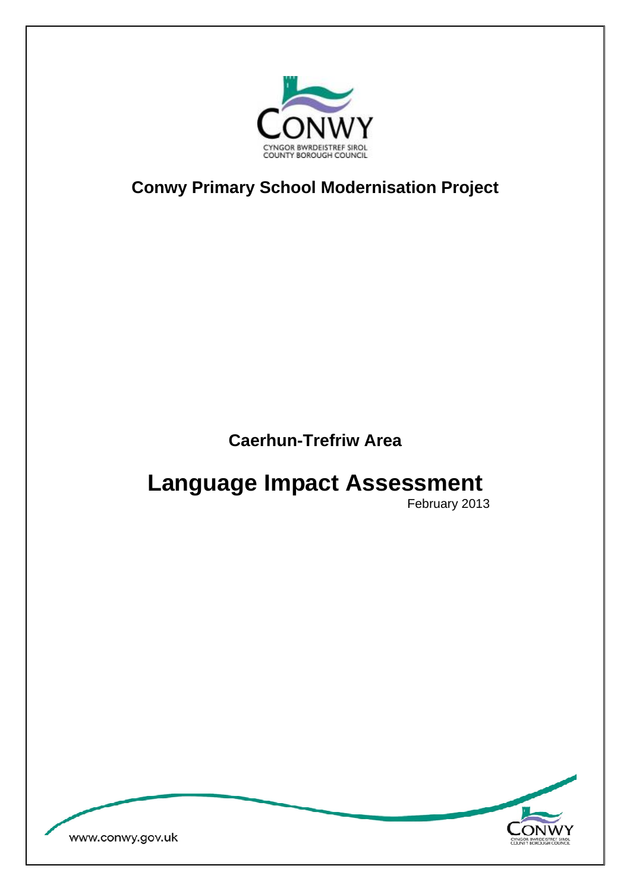**Conwy Primary School Modernisation Project**

**Caerhun-Trefriw Area**

# Language Impact Assessment

February 2013

www.conwy.gov.uk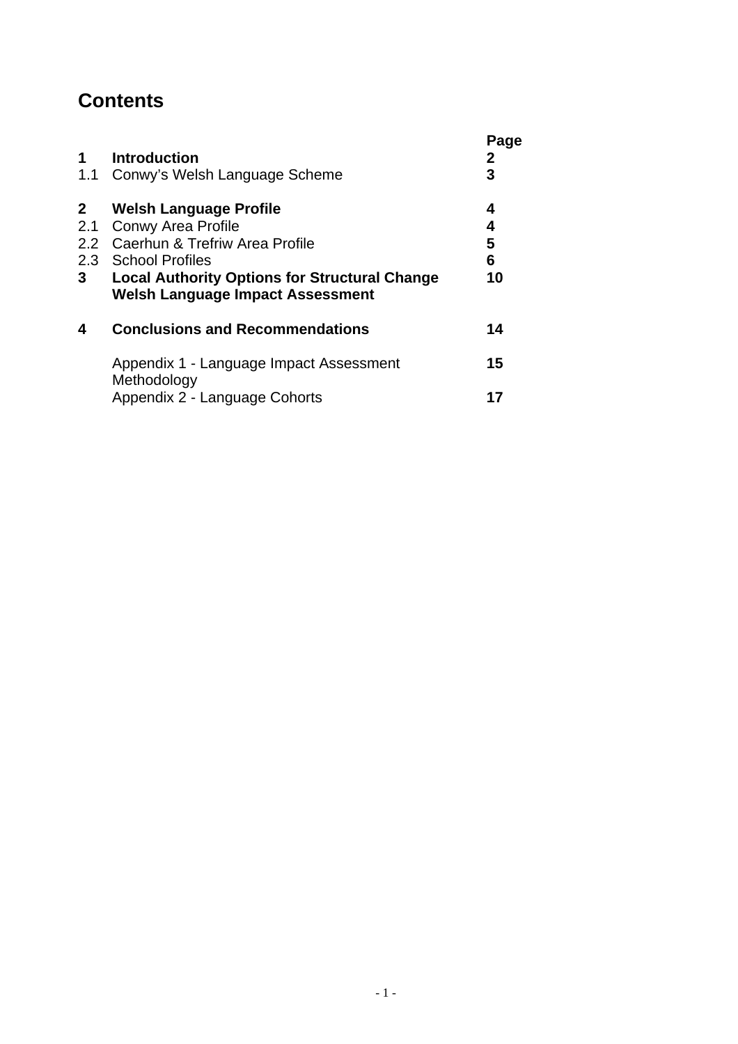# Contents

| | | Page |
|---|---|---|
| **1** | **Introduction** | **2** |
| 1.1 | Conwy's Welsh Language Scheme | **3** |
| **2** | **Welsh Language Profile** | **4** |
| 2.1 | Conwy Area Profile | **4** |
| 2.2 | Caerhun & Trefriw Area Profile | **5** |
| 2.3 | School Profiles | **6** |
| **3** | **Local Authority Options for Structural Change Welsh Language Impact Assessment** | **10** |
| **4** | **Conclusions and Recommendations** | **14** |
| | Appendix 1 - Language Impact Assessment Methodology | **15** |
| | Appendix 2 - Language Cohorts | **17** |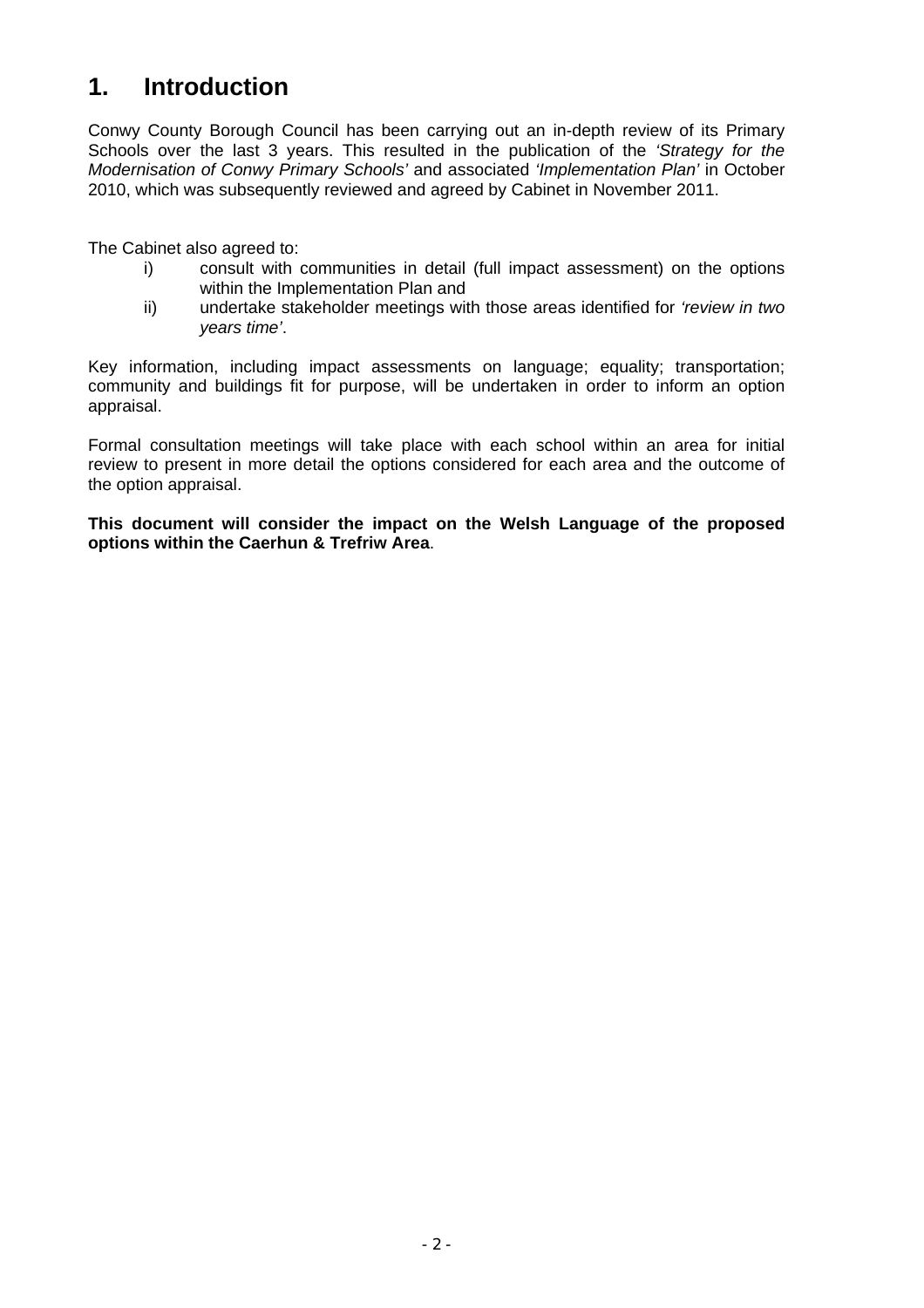# 1. Introduction

Conwy County Borough Council has been carrying out an in-depth review of its Primary Schools over the last 3 years. This resulted in the publication of the *'Strategy for the Modernisation of Conwy Primary Schools'* and associated *'Implementation Plan'* in October 2010, which was subsequently reviewed and agreed by Cabinet in November 2011.

The Cabinet also agreed to:

i) consult with communities in detail (full impact assessment) on the options within the Implementation Plan and
ii) undertake stakeholder meetings with those areas identified for *'review in two years time'*.

Key information, including impact assessments on language; equality; transportation; community and buildings fit for purpose, will be undertaken in order to inform an option appraisal.

Formal consultation meetings will take place with each school within an area for initial review to present in more detail the options considered for each area and the outcome of the option appraisal.

**This document will consider the impact on the Welsh Language of the proposed options within the Caerhun & Trefriw Area**.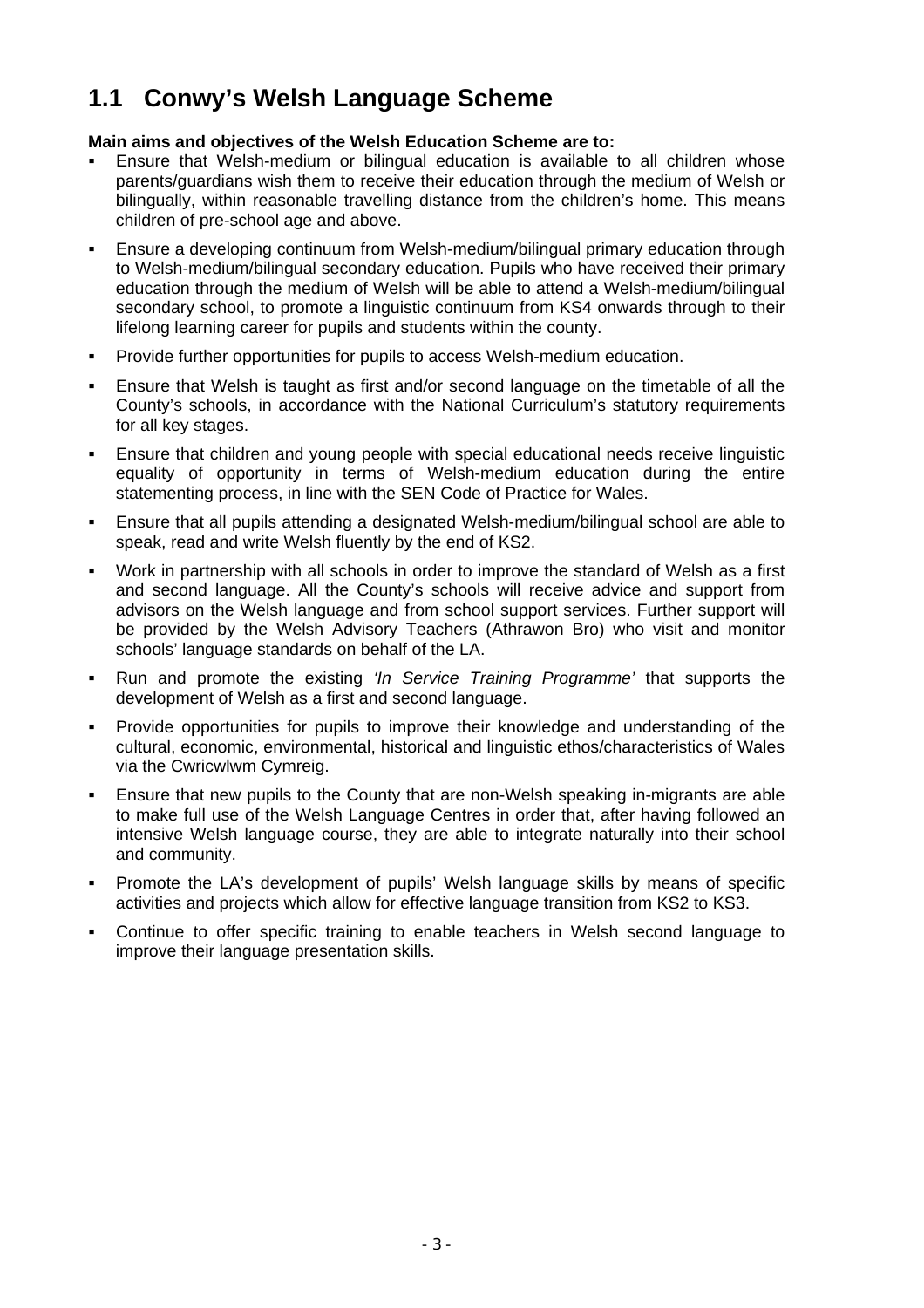## 1.1 Conwy's Welsh Language Scheme

**Main aims and objectives of the Welsh Education Scheme are to:**

- Ensure that Welsh-medium or bilingual education is available to all children whose parents/guardians wish them to receive their education through the medium of Welsh or bilingually, within reasonable travelling distance from the children's home. This means children of pre-school age and above.
- Ensure a developing continuum from Welsh-medium/bilingual primary education through to Welsh-medium/bilingual secondary education. Pupils who have received their primary education through the medium of Welsh will be able to attend a Welsh-medium/bilingual secondary school, to promote a linguistic continuum from KS4 onwards through to their lifelong learning career for pupils and students within the county.
- Provide further opportunities for pupils to access Welsh-medium education.
- Ensure that Welsh is taught as first and/or second language on the timetable of all the County's schools, in accordance with the National Curriculum's statutory requirements for all key stages.
- Ensure that children and young people with special educational needs receive linguistic equality of opportunity in terms of Welsh-medium education during the entire statementing process, in line with the SEN Code of Practice for Wales.
- Ensure that all pupils attending a designated Welsh-medium/bilingual school are able to speak, read and write Welsh fluently by the end of KS2.
- Work in partnership with all schools in order to improve the standard of Welsh as a first and second language. All the County's schools will receive advice and support from advisors on the Welsh language and from school support services. Further support will be provided by the Welsh Advisory Teachers (Athrawon Bro) who visit and monitor schools' language standards on behalf of the LA.
- Run and promote the existing *'In Service Training Programme'* that supports the development of Welsh as a first and second language.
- Provide opportunities for pupils to improve their knowledge and understanding of the cultural, economic, environmental, historical and linguistic ethos/characteristics of Wales via the Cwricwlwm Cymreig.
- Ensure that new pupils to the County that are non-Welsh speaking in-migrants are able to make full use of the Welsh Language Centres in order that, after having followed an intensive Welsh language course, they are able to integrate naturally into their school and community.
- Promote the LA's development of pupils' Welsh language skills by means of specific activities and projects which allow for effective language transition from KS2 to KS3.
- Continue to offer specific training to enable teachers in Welsh second language to improve their language presentation skills.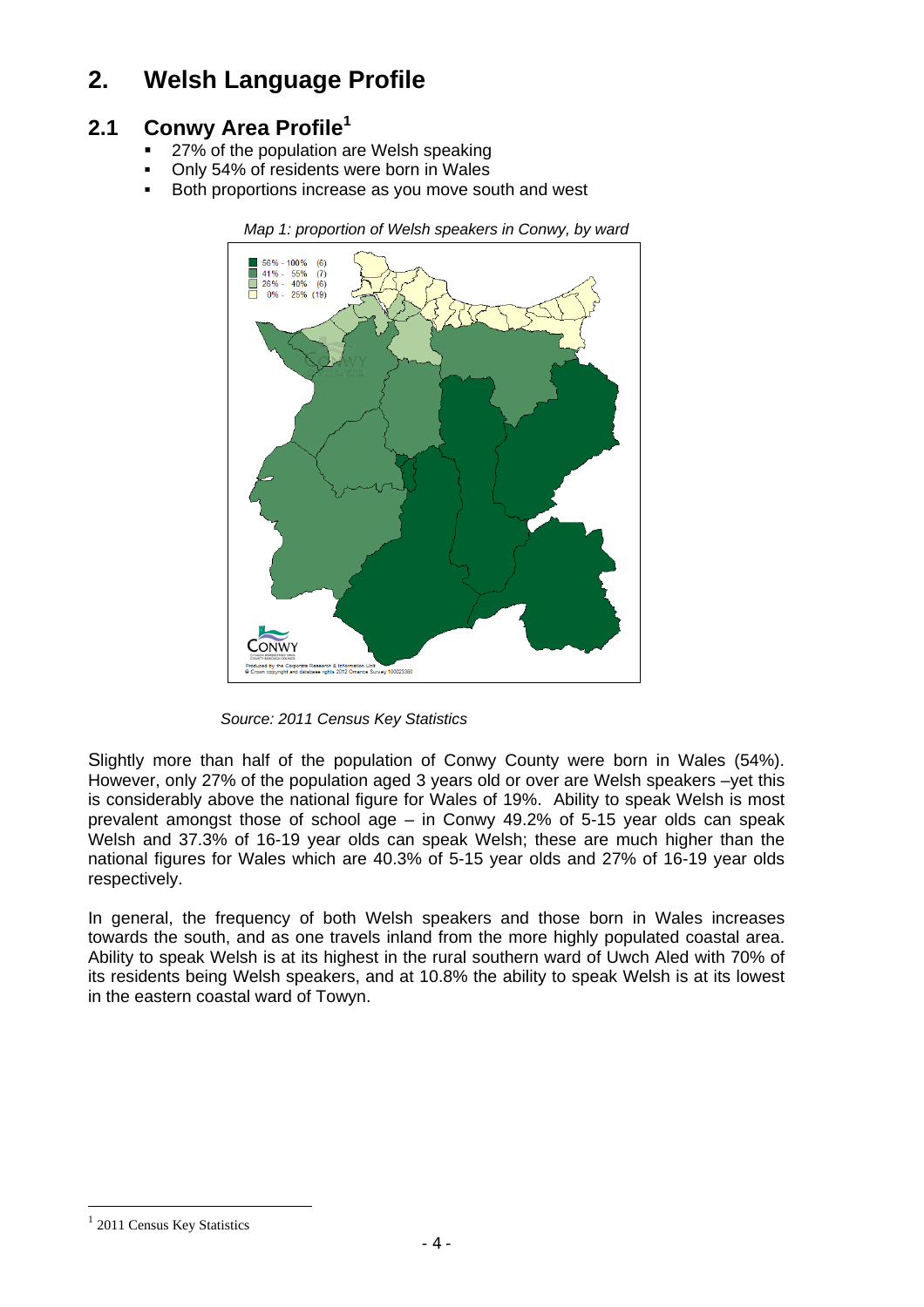# 2. Welsh Language Profile

## 2.1 Conwy Area Profile[1]

- 27% of the population are Welsh speaking
- Only 54% of residents were born in Wales
- Both proportions increase as you move south and west

*Map 1: proportion of Welsh speakers in Conwy, by ward*

*Source: 2011 Census Key Statistics*

Slightly more than half of the population of Conwy County were born in Wales (54%). However, only 27% of the population aged 3 years old or over are Welsh speakers –yet this is considerably above the national figure for Wales of 19%. Ability to speak Welsh is most prevalent amongst those of school age – in Conwy 49.2% of 5-15 year olds can speak Welsh and 37.3% of 16-19 year olds can speak Welsh; these are much higher than the national figures for Wales which are 40.3% of 5-15 year olds and 27% of 16-19 year olds respectively.

In general, the frequency of both Welsh speakers and those born in Wales increases towards the south, and as one travels inland from the more highly populated coastal area. Ability to speak Welsh is at its highest in the rural southern ward of Uwch Aled with 70% of its residents being Welsh speakers, and at 10.8% the ability to speak Welsh is at its lowest in the eastern coastal ward of Towyn.

[1] 2011 Census Key Statistics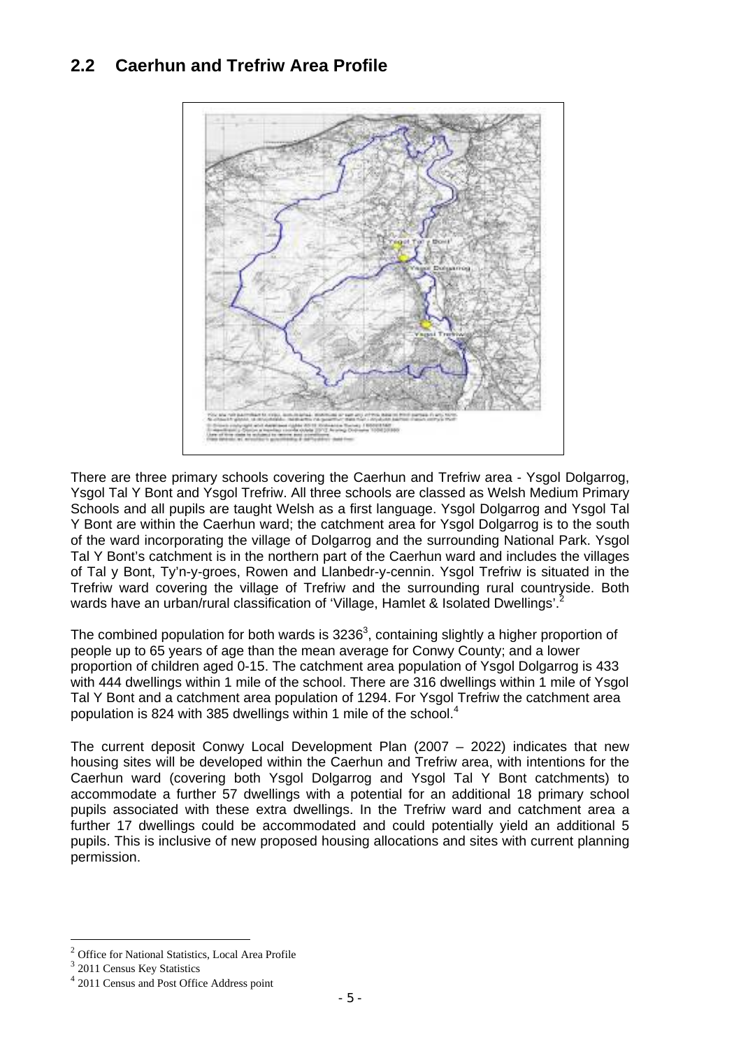## 2.2 Caerhun and Trefriw Area Profile

There are three primary schools covering the Caerhun and Trefriw area - Ysgol Dolgarrog, Ysgol Tal Y Bont and Ysgol Trefriw. All three schools are classed as Welsh Medium Primary Schools and all pupils are taught Welsh as a first language. Ysgol Dolgarrog and Ysgol Tal Y Bont are within the Caerhun ward; the catchment area for Ysgol Dolgarrog is to the south of the ward incorporating the village of Dolgarrog and the surrounding National Park. Ysgol Tal Y Bont's catchment is in the northern part of the Caerhun ward and includes the villages of Tal y Bont, Ty'n-y-groes, Rowen and Llanbedr-y-cennin. Ysgol Trefriw is situated in the Trefriw ward covering the village of Trefriw and the surrounding rural countryside. Both wards have an urban/rural classification of 'Village, Hamlet & Isolated Dwellings'.[2]

The combined population for both wards is 3236[3], containing slightly a higher proportion of people up to 65 years of age than the mean average for Conwy County; and a lower proportion of children aged 0-15. The catchment area population of Ysgol Dolgarrog is 433 with 444 dwellings within 1 mile of the school. There are 316 dwellings within 1 mile of Ysgol Tal Y Bont and a catchment area population of 1294. For Ysgol Trefriw the catchment area population is 824 with 385 dwellings within 1 mile of the school.[4]

The current deposit Conwy Local Development Plan (2007 – 2022) indicates that new housing sites will be developed within the Caerhun and Trefriw area, with intentions for the Caerhun ward (covering both Ysgol Dolgarrog and Ysgol Tal Y Bont catchments) to accommodate a further 57 dwellings with a potential for an additional 18 primary school pupils associated with these extra dwellings. In the Trefriw ward and catchment area a further 17 dwellings could be accommodated and could potentially yield an additional 5 pupils. This is inclusive of new proposed housing allocations and sites with current planning permission.

[2] Office for National Statistics, Local Area Profile
[3] 2011 Census Key Statistics
[4] 2011 Census and Post Office Address point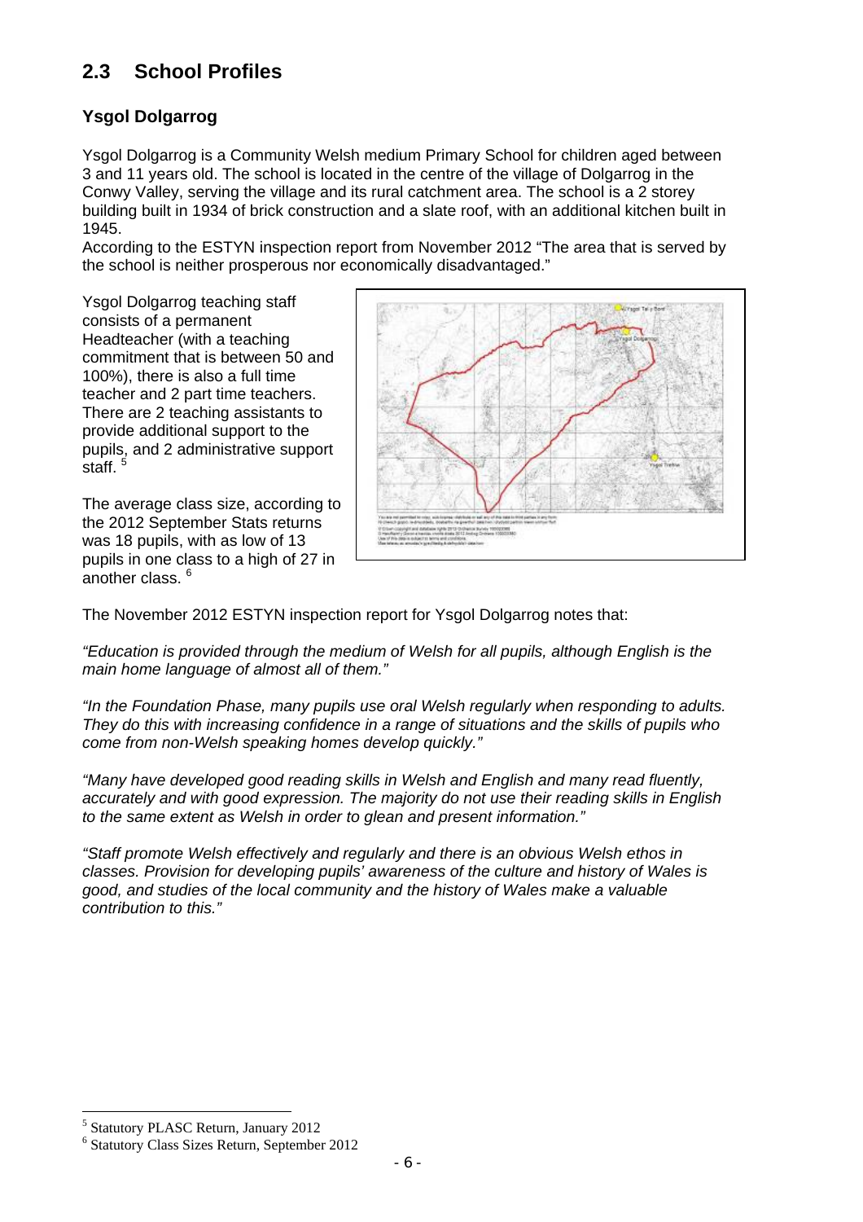## 2.3 School Profiles

### Ysgol Dolgarrog

Ysgol Dolgarrog is a Community Welsh medium Primary School for children aged between 3 and 11 years old. The school is located in the centre of the village of Dolgarrog in the Conwy Valley, serving the village and its rural catchment area. The school is a 2 storey building built in 1934 of brick construction and a slate roof, with an additional kitchen built in 1945.

According to the ESTYN inspection report from November 2012 "The area that is served by the school is neither prosperous nor economically disadvantaged."

Ysgol Dolgarrog teaching staff consists of a permanent Headteacher (with a teaching commitment that is between 50 and 100%), there is also a full time teacher and 2 part time teachers. There are 2 teaching assistants to provide additional support to the pupils, and 2 administrative support staff. [5]

The average class size, according to the 2012 September Stats returns was 18 pupils, with as low of 13 pupils in one class to a high of 27 in another class. [6]

The November 2012 ESTYN inspection report for Ysgol Dolgarrog notes that:

*"Education is provided through the medium of Welsh for all pupils, although English is the main home language of almost all of them."*

*"In the Foundation Phase, many pupils use oral Welsh regularly when responding to adults. They do this with increasing confidence in a range of situations and the skills of pupils who come from non-Welsh speaking homes develop quickly."*

*"Many have developed good reading skills in Welsh and English and many read fluently, accurately and with good expression. The majority do not use their reading skills in English to the same extent as Welsh in order to glean and present information."*

*"Staff promote Welsh effectively and regularly and there is an obvious Welsh ethos in classes. Provision for developing pupils' awareness of the culture and history of Wales is good, and studies of the local community and the history of Wales make a valuable contribution to this."*

---

[5] Statutory PLASC Return, January 2012

[6] Statutory Class Sizes Return, September 2012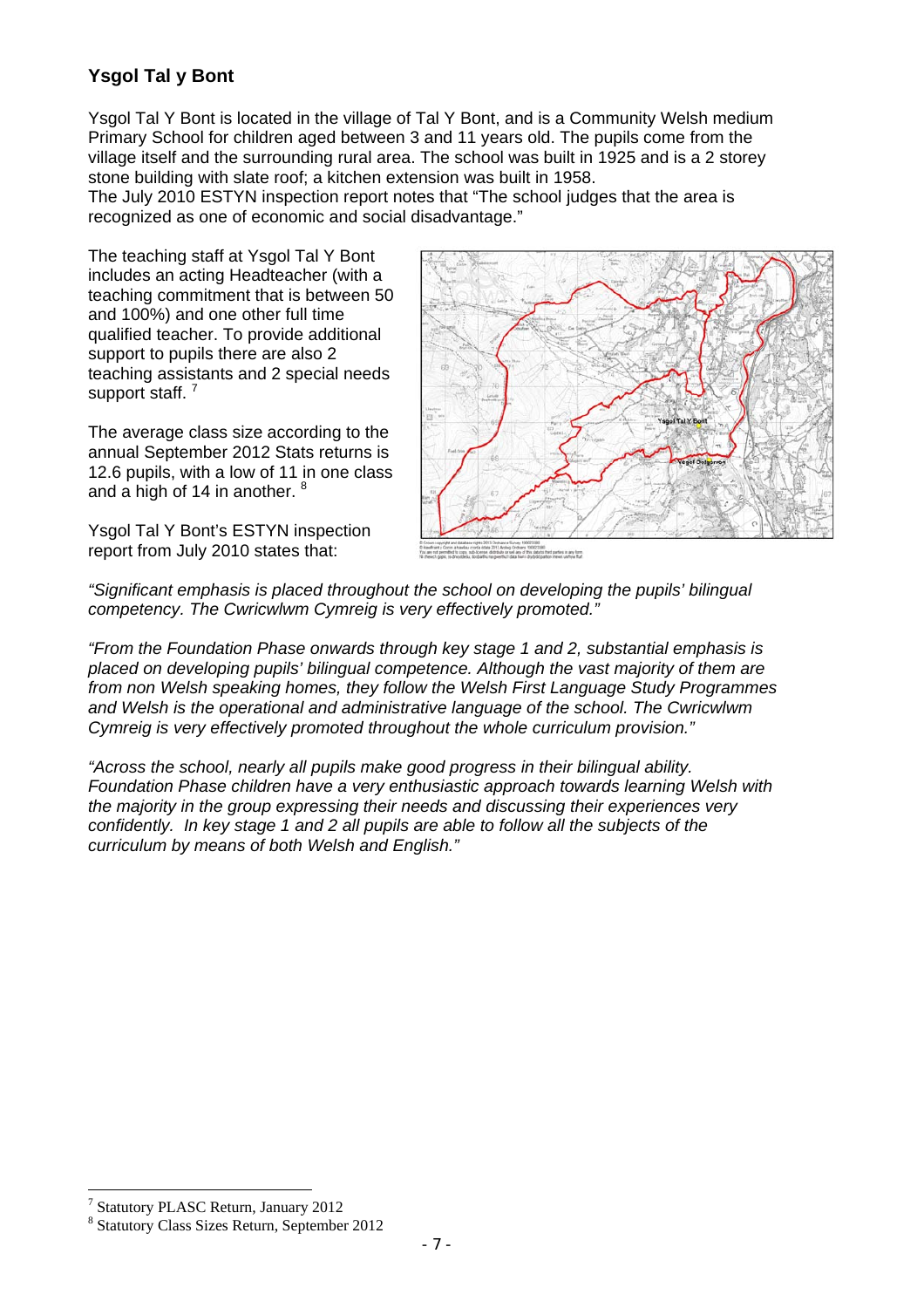## Ysgol Tal y Bont

Ysgol Tal Y Bont is located in the village of Tal Y Bont, and is a Community Welsh medium Primary School for children aged between 3 and 11 years old. The pupils come from the village itself and the surrounding rural area. The school was built in 1925 and is a 2 storey stone building with slate roof; a kitchen extension was built in 1958.
The July 2010 ESTYN inspection report notes that "The school judges that the area is recognized as one of economic and social disadvantage."

The teaching staff at Ysgol Tal Y Bont includes an acting Headteacher (with a teaching commitment that is between 50 and 100%) and one other full time qualified teacher. To provide additional support to pupils there are also 2 teaching assistants and 2 special needs support staff. [7]

The average class size according to the annual September 2012 Stats returns is 12.6 pupils, with a low of 11 in one class and a high of 14 in another. [8]

Ysgol Tal Y Bont's ESTYN inspection report from July 2010 states that:

*"Significant emphasis is placed throughout the school on developing the pupils' bilingual competency. The Cwricwlwm Cymreig is very effectively promoted."*

*"From the Foundation Phase onwards through key stage 1 and 2, substantial emphasis is placed on developing pupils' bilingual competence. Although the vast majority of them are from non Welsh speaking homes, they follow the Welsh First Language Study Programmes and Welsh is the operational and administrative language of the school. The Cwricwlwm Cymreig is very effectively promoted throughout the whole curriculum provision."*

*"Across the school, nearly all pupils make good progress in their bilingual ability. Foundation Phase children have a very enthusiastic approach towards learning Welsh with the majority in the group expressing their needs and discussing their experiences very confidently. In key stage 1 and 2 all pupils are able to follow all the subjects of the curriculum by means of both Welsh and English."*

---

[7] Statutory PLASC Return, January 2012

[8] Statutory Class Sizes Return, September 2012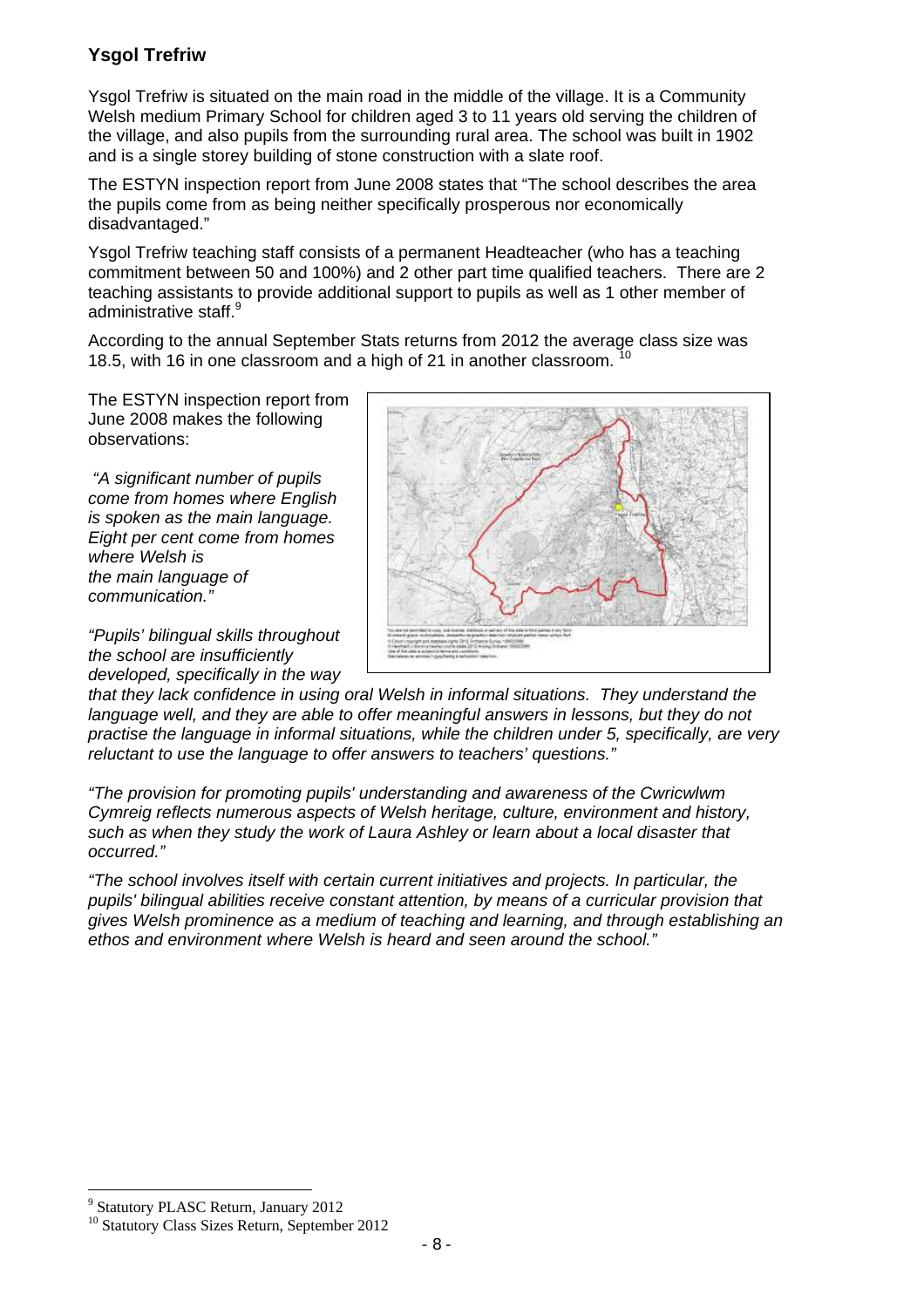## Ysgol Trefriw

Ysgol Trefriw is situated on the main road in the middle of the village. It is a Community Welsh medium Primary School for children aged 3 to 11 years old serving the children of the village, and also pupils from the surrounding rural area. The school was built in 1902 and is a single storey building of stone construction with a slate roof.

The ESTYN inspection report from June 2008 states that "The school describes the area the pupils come from as being neither specifically prosperous nor economically disadvantaged."

Ysgol Trefriw teaching staff consists of a permanent Headteacher (who has a teaching commitment between 50 and 100%) and 2 other part time qualified teachers. There are 2 teaching assistants to provide additional support to pupils as well as 1 other member of administrative staff.[9]

According to the annual September Stats returns from 2012 the average class size was 18.5, with 16 in one classroom and a high of 21 in another classroom. [10]

The ESTYN inspection report from June 2008 makes the following observations:

*"A significant number of pupils come from homes where English is spoken as the main language. Eight per cent come from homes where Welsh is the main language of communication."*

*"Pupils' bilingual skills throughout the school are insufficiently developed, specifically in the way that they lack confidence in using oral Welsh in informal situations. They understand the language well, and they are able to offer meaningful answers in lessons, but they do not practise the language in informal situations, while the children under 5, specifically, are very reluctant to use the language to offer answers to teachers' questions."*

*"The provision for promoting pupils' understanding and awareness of the Cwricwlwm Cymreig reflects numerous aspects of Welsh heritage, culture, environment and history, such as when they study the work of Laura Ashley or learn about a local disaster that occurred."*

*"The school involves itself with certain current initiatives and projects. In particular, the pupils' bilingual abilities receive constant attention, by means of a curricular provision that gives Welsh prominence as a medium of teaching and learning, and through establishing an ethos and environment where Welsh is heard and seen around the school."*

---

[9] Statutory PLASC Return, January 2012

[10] Statutory Class Sizes Return, September 2012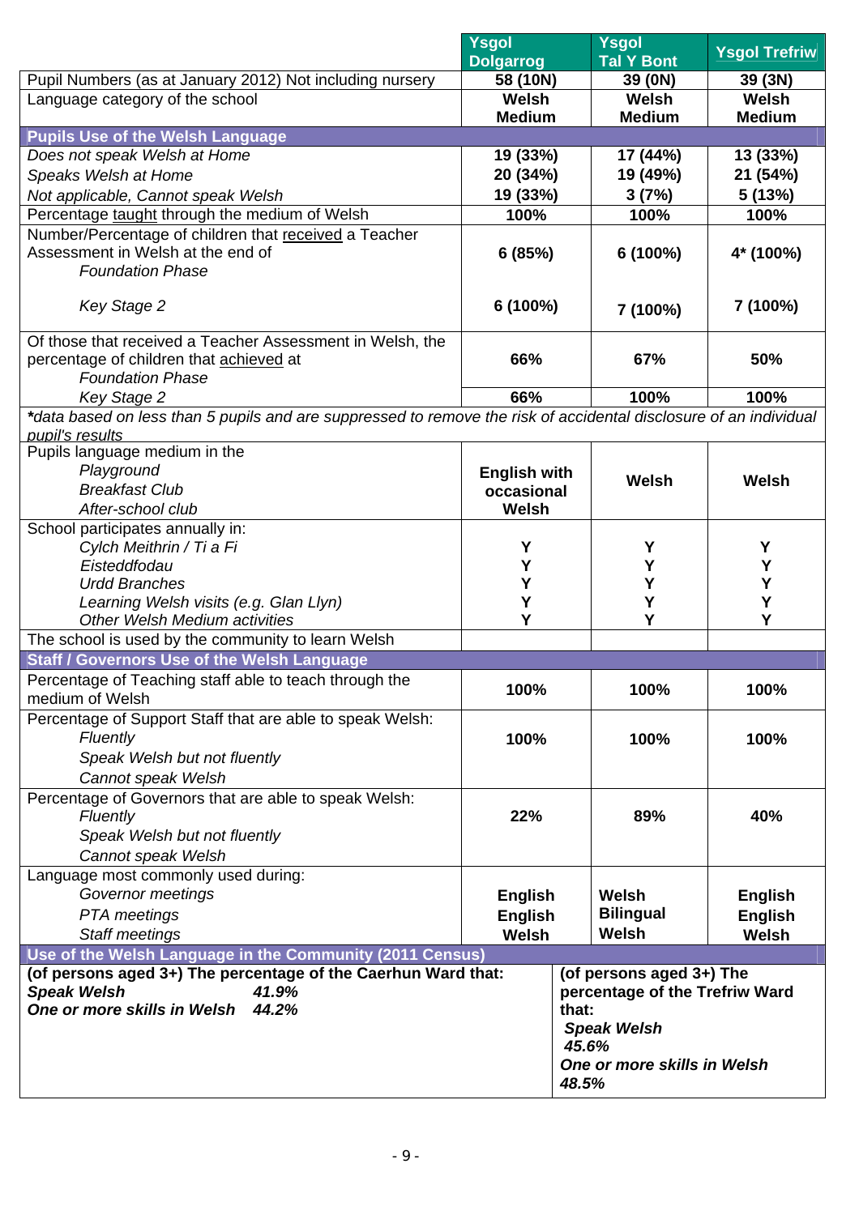| | Ysgol Dolgarrog | Ysgol Tal Y Bont | Ysgol Trefriw |
|---|---|---|---|
| Pupil Numbers (as at January 2012) Not including nursery | 58 (10N) | 39 (0N) | 39 (3N) |
| Language category of the school | Welsh Medium | Welsh Medium | Welsh Medium |
| **Pupils Use of the Welsh Language** | | | |
| *Does not speak Welsh at Home* | 19 (33%) | 17 (44%) | 13 (33%) |
| *Speaks Welsh at Home* | 20 (34%) | 19 (49%) | 21 (54%) |
| *Not applicable, Cannot speak Welsh* | 19 (33%) | 3 (7%) | 5 (13%) |
| Percentage taught through the medium of Welsh | 100% | 100% | 100% |
| Number/Percentage of children that received a Teacher Assessment in Welsh at the end of *Foundation Phase* | 6 (85%) | 6 (100%) | 4* (100%) |
| *Key Stage 2* | 6 (100%) | 7 (100%) | 7 (100%) |
| Of those that received a Teacher Assessment in Welsh, the percentage of children that achieved at *Foundation Phase* | 66% | 67% | 50% |
| *Key Stage 2* | 66% | 100% | 100% |
| **data based on less than 5 pupils and are suppressed to remove the risk of accidental disclosure of an individual pupil's results* | | | |
| Pupils language medium in the *Playground* *Breakfast Club* *After-school club* | English with occasional Welsh | Welsh | Welsh |
| School participates annually in: | | | |
| *Cylch Meithrin / Ti a Fi* | Y | Y | Y |
| *Eisteddfodau* | Y | Y | Y |
| *Urdd Branches* | Y | Y | Y |
| *Learning Welsh visits (e.g. Glan Llyn)* | Y | Y | Y |
| *Other Welsh Medium activities* | Y | Y | Y |
| The school is used by the community to learn Welsh | | | |
| **Staff / Governors Use of the Welsh Language** | | | |
| Percentage of Teaching staff able to teach through the medium of Welsh | 100% | 100% | 100% |
| Percentage of Support Staff that are able to speak Welsh: *Fluently* *Speak Welsh but not fluently* *Cannot speak Welsh* | 100% | 100% | 100% |
| Percentage of Governors that are able to speak Welsh: *Fluently* *Speak Welsh but not fluently* *Cannot speak Welsh* | 22% | 89% | 40% |
| Language most commonly used during: | | | |
| *Governor meetings* | English | Welsh | English |
| *PTA meetings* | English | Bilingual | English |
| *Staff meetings* | Welsh | Welsh | Welsh |
| **Use of the Welsh Language in the Community (2011 Census)** | | | |
| **(of persons aged 3+) The percentage of the Caerhun Ward that:** ***Speak Welsh*** ***41.9%*** ***One or more skills in Welsh*** ***44.2%*** | | **(of persons aged 3+) The percentage of the Trefriw Ward that:** ***Speak Welsh*** ***45.6%*** ***One or more skills in Welsh*** ***48.5%*** | |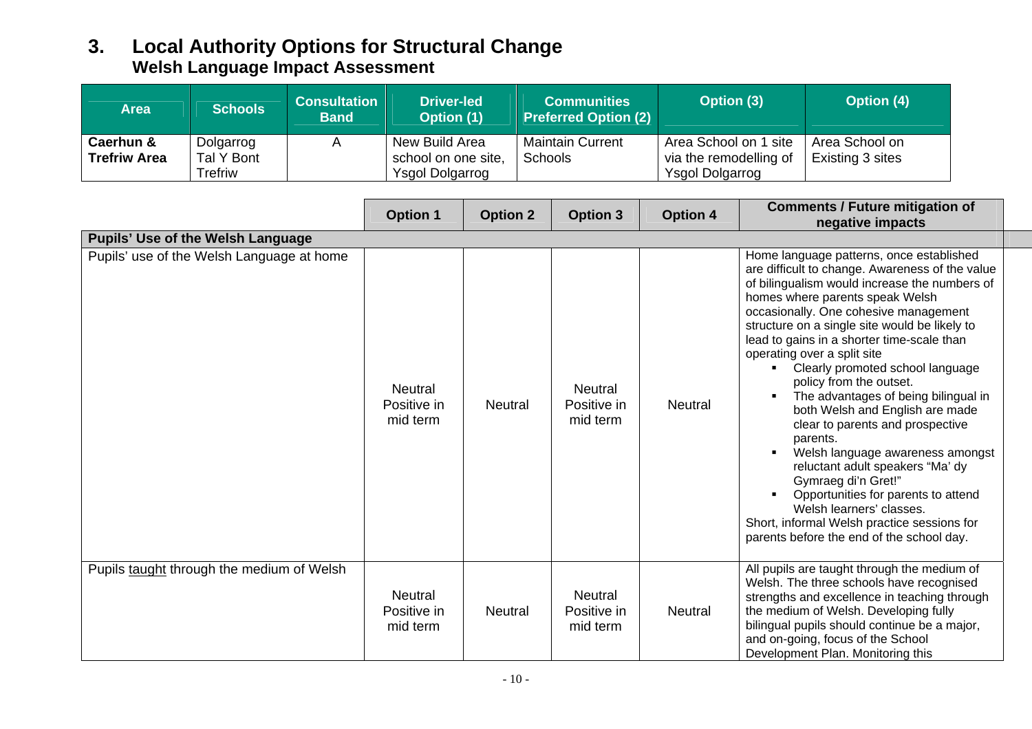# 3. Local Authority Options for Structural Change

## Welsh Language Impact Assessment

| Area | Schools | Consultation Band | Driver-led Option (1) | Communities Preferred Option (2) | Option (3) | Option (4) |
|---|---|---|---|---|---|---|
| **Caerhun & Trefriw Area** | Dolgarrog Tal Y Bont Trefriw | A | New Build Area school on one site, Ysgol Dolgarrog | Maintain Current Schools | Area School on 1 site via the remodelling of Ysgol Dolgarrog | Area School on Existing 3 sites |

| | Option 1 | Option 2 | Option 3 | Option 4 | Comments / Future mitigation of negative impacts |
|---|---|---|---|---|---|
| **Pupils' Use of the Welsh Language** | | | | | |
| Pupils' use of the Welsh Language at home | Neutral Positive in mid term | Neutral | Neutral Positive in mid term | Neutral | Home language patterns, once established are difficult to change. Awareness of the value of bilingualism would increase the numbers of homes where parents speak Welsh occasionally. One cohesive management structure on a single site would be likely to lead to gains in a shorter time-scale than operating over a split site<br>▪ Clearly promoted school language policy from the outset.<br>▪ The advantages of being bilingual in both Welsh and English are made clear to parents and prospective parents.<br>▪ Welsh language awareness amongst reluctant adult speakers "Ma' dy Gymraeg di'n Gret!"<br>▪ Opportunities for parents to attend Welsh learners' classes.<br>Short, informal Welsh practice sessions for parents before the end of the school day. |
| Pupils taught through the medium of Welsh | Neutral Positive in mid term | Neutral | Neutral Positive in mid term | Neutral | All pupils are taught through the medium of Welsh. The three schools have recognised strengths and excellence in teaching through the medium of Welsh. Developing fully bilingual pupils should continue be a major, and on-going, focus of the School Development Plan. Monitoring this |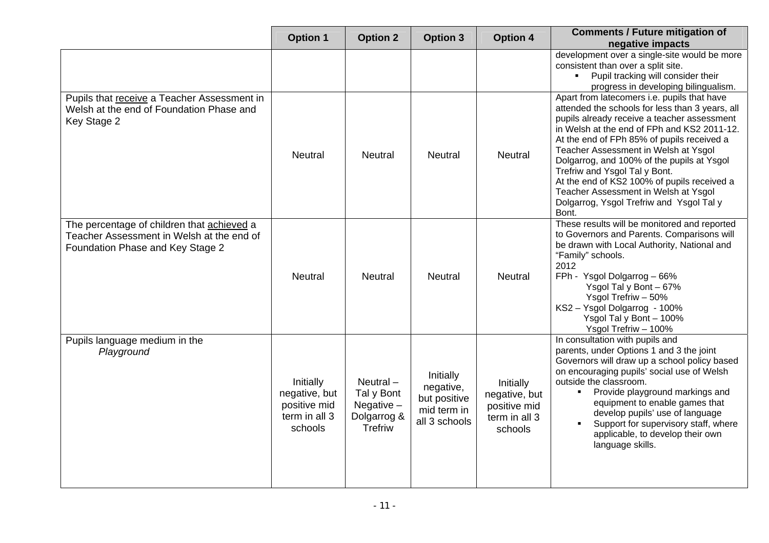| | Option 1 | Option 2 | Option 3 | Option 4 | Comments / Future mitigation of negative impacts |
|---|---|---|---|---|---|
| | | | | | development over a single-site would be more consistent than over a split site.<br>▪ Pupil tracking will consider their progress in developing bilingualism. |
| Pupils that <u>receive</u> a Teacher Assessment in Welsh at the end of Foundation Phase and Key Stage 2 | Neutral | Neutral | Neutral | Neutral | Apart from latecomers i.e. pupils that have attended the schools for less than 3 years, all pupils already receive a teacher assessment in Welsh at the end of FPh and KS2 2011-12.<br>At the end of FPh 85% of pupils received a Teacher Assessment in Welsh at Ysgol Dolgarrog, and 100% of the pupils at Ysgol Trefriw and Ysgol Tal y Bont.<br>At the end of KS2 100% of pupils received a Teacher Assessment in Welsh at Ysgol Dolgarrog, Ysgol Trefriw and Ysgol Tal y Bont. |
| The percentage of children that <u>achieved</u> a Teacher Assessment in Welsh at the end of Foundation Phase and Key Stage 2 | Neutral | Neutral | Neutral | Neutral | These results will be monitored and reported to Governors and Parents. Comparisons will be drawn with Local Authority, National and "Family" schools.<br>2012<br>FPh - Ysgol Dolgarrog – 66%<br>Ysgol Tal y Bont – 67%<br>Ysgol Trefriw – 50%<br>KS2 – Ysgol Dolgarrog - 100%<br>Ysgol Tal y Bont – 100%<br>Ysgol Trefriw – 100% |
| Pupils language medium in the<br>*Playground* | Initially negative, but positive mid term in all 3 schools | Neutral – Tal y Bont<br>Negative – Dolgarrog & Trefriw | Initially negative, but positive mid term in all 3 schools | Initially negative, but positive mid term in all 3 schools | In consultation with pupils and parents, under Options 1 and 3 the joint Governors will draw up a school policy based on encouraging pupils' social use of Welsh outside the classroom.<br>▪ Provide playground markings and equipment to enable games that develop pupils' use of language<br>▪ Support for supervisory staff, where applicable, to develop their own language skills. |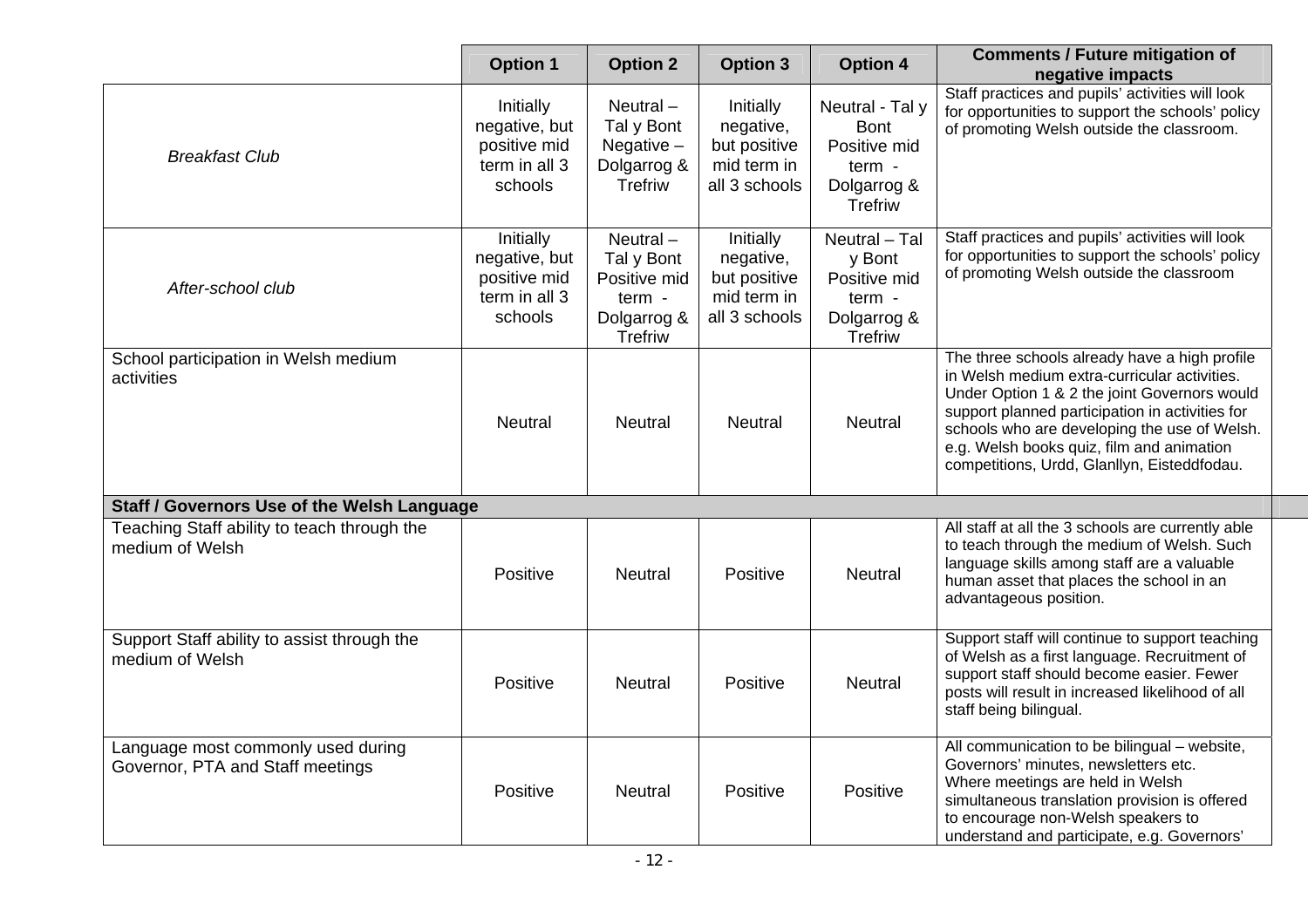| | Option 1 | Option 2 | Option 3 | Option 4 | Comments / Future mitigation of negative impacts |
|---|---|---|---|---|---|
| *Breakfast Club* | Initially negative, but positive mid term in all 3 schools | Neutral – Tal y Bont Negative – Dolgarrog & Trefriw | Initially negative, but positive mid term in all 3 schools | Neutral - Tal y Bont Positive mid term - Dolgarrog & Trefriw | Staff practices and pupils' activities will look for opportunities to support the schools' policy of promoting Welsh outside the classroom. |
| *After-school club* | Initially negative, but positive mid term in all 3 schools | Neutral – Tal y Bont Positive mid term - Dolgarrog & Trefriw | Initially negative, but positive mid term in all 3 schools | Neutral – Tal y Bont Positive mid term - Dolgarrog & Trefriw | Staff practices and pupils' activities will look for opportunities to support the schools' policy of promoting Welsh outside the classroom |
| School participation in Welsh medium activities | Neutral | Neutral | Neutral | Neutral | The three schools already have a high profile in Welsh medium extra-curricular activities. Under Option 1 & 2 the joint Governors would support planned participation in activities for schools who are developing the use of Welsh. e.g. Welsh books quiz, film and animation competitions, Urdd, Glanllyn, Eisteddfodau. |
| **Staff / Governors Use of the Welsh Language** | | | | | |
| Teaching Staff ability to teach through the medium of Welsh | Positive | Neutral | Positive | Neutral | All staff at all the 3 schools are currently able to teach through the medium of Welsh. Such language skills among staff are a valuable human asset that places the school in an advantageous position. |
| Support Staff ability to assist through the medium of Welsh | Positive | Neutral | Positive | Neutral | Support staff will continue to support teaching of Welsh as a first language. Recruitment of support staff should become easier. Fewer posts will result in increased likelihood of all staff being bilingual. |
| Language most commonly used during Governor, PTA and Staff meetings | Positive | Neutral | Positive | Positive | All communication to be bilingual – website, Governors' minutes, newsletters etc. Where meetings are held in Welsh simultaneous translation provision is offered to encourage non-Welsh speakers to understand and participate, e.g. Governors' |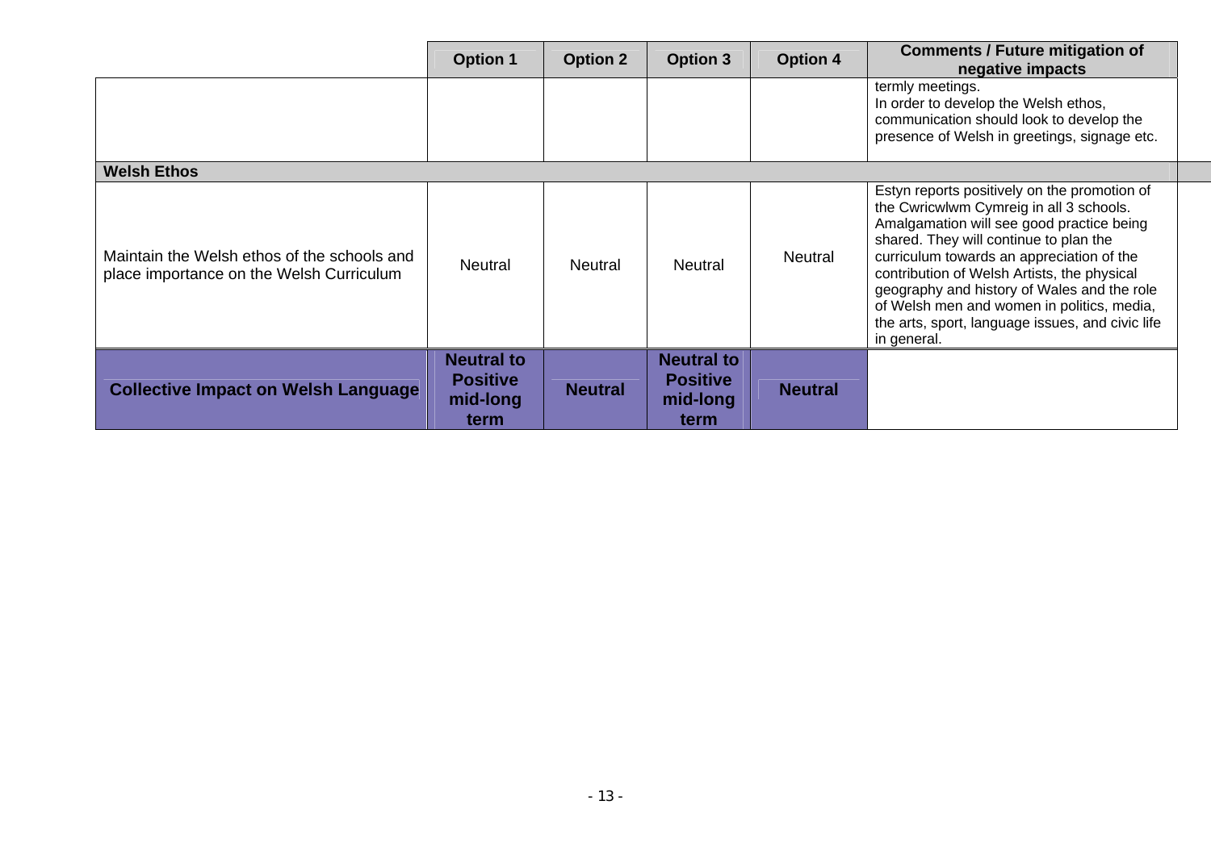| | Option 1 | Option 2 | Option 3 | Option 4 | Comments / Future mitigation of negative impacts |
|---|---|---|---|---|---|
| | | | | | termly meetings. In order to develop the Welsh ethos, communication should look to develop the presence of Welsh in greetings, signage etc. |
| **Welsh Ethos** | | | | | |
| Maintain the Welsh ethos of the schools and place importance on the Welsh Curriculum | Neutral | Neutral | Neutral | Neutral | Estyn reports positively on the promotion of the Cwricwlwm Cymreig in all 3 schools. Amalgamation will see good practice being shared. They will continue to plan the curriculum towards an appreciation of the contribution of Welsh Artists, the physical geography and history of Wales and the role of Welsh men and women in politics, media, the arts, sport, language issues, and civic life in general. |
| **Collective Impact on Welsh Language** | **Neutral to Positive mid-long term** | **Neutral** | **Neutral to Positive mid-long term** | **Neutral** | |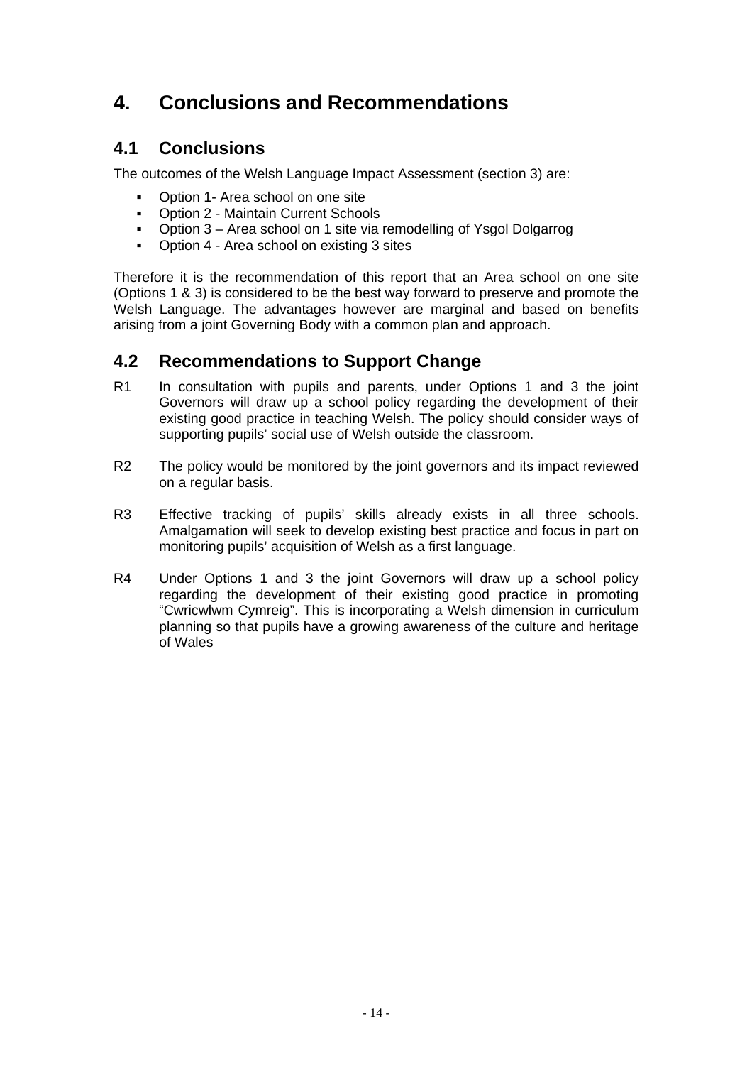# 4. Conclusions and Recommendations

## 4.1 Conclusions

The outcomes of the Welsh Language Impact Assessment (section 3) are:

- Option 1- Area school on one site
- Option 2 - Maintain Current Schools
- Option 3 – Area school on 1 site via remodelling of Ysgol Dolgarrog
- Option 4 - Area school on existing 3 sites

Therefore it is the recommendation of this report that an Area school on one site (Options 1 & 3) is considered to be the best way forward to preserve and promote the Welsh Language. The advantages however are marginal and based on benefits arising from a joint Governing Body with a common plan and approach.

## 4.2 Recommendations to Support Change

R1 In consultation with pupils and parents, under Options 1 and 3 the joint Governors will draw up a school policy regarding the development of their existing good practice in teaching Welsh. The policy should consider ways of supporting pupils' social use of Welsh outside the classroom.

R2 The policy would be monitored by the joint governors and its impact reviewed on a regular basis.

R3 Effective tracking of pupils' skills already exists in all three schools. Amalgamation will seek to develop existing best practice and focus in part on monitoring pupils' acquisition of Welsh as a first language.

R4 Under Options 1 and 3 the joint Governors will draw up a school policy regarding the development of their existing good practice in promoting "Cwricwlwm Cymreig". This is incorporating a Welsh dimension in curriculum planning so that pupils have a growing awareness of the culture and heritage of Wales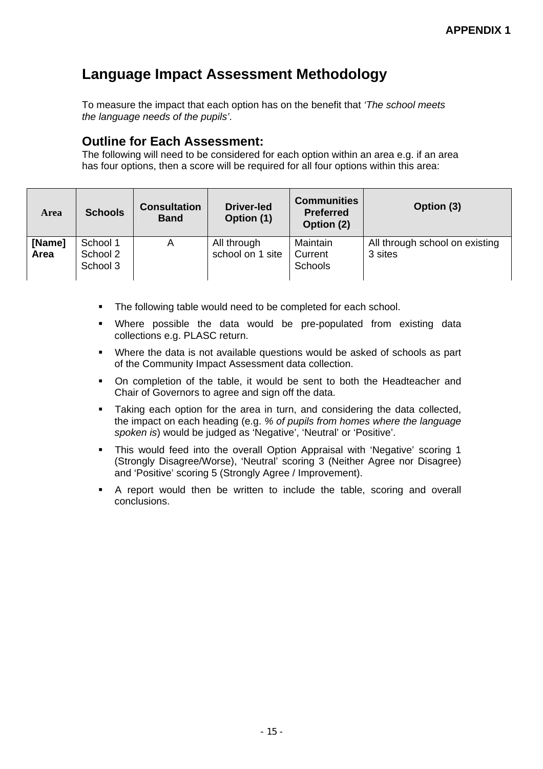APPENDIX 1

# Language Impact Assessment Methodology

To measure the impact that each option has on the benefit that *'The school meets the language needs of the pupils'*.

## Outline for Each Assessment:

The following will need to be considered for each option within an area e.g. if an area has four options, then a score will be required for all four options within this area:

| Area | Schools | Consultation Band | Driver-led Option (1) | Communities Preferred Option (2) | Option (3) |
|---|---|---|---|---|---|
| **[Name] Area** | School 1<br>School 2<br>School 3 | A | All through school on 1 site | Maintain Current Schools | All through school on existing 3 sites |

- The following table would need to be completed for each school.
- Where possible the data would be pre-populated from existing data collections e.g. PLASC return.
- Where the data is not available questions would be asked of schools as part of the Community Impact Assessment data collection.
- On completion of the table, it would be sent to both the Headteacher and Chair of Governors to agree and sign off the data.
- Taking each option for the area in turn, and considering the data collected, the impact on each heading (e.g. *% of pupils from homes where the language spoken is*) would be judged as 'Negative', 'Neutral' or 'Positive'.
- This would feed into the overall Option Appraisal with 'Negative' scoring 1 (Strongly Disagree/Worse), 'Neutral' scoring 3 (Neither Agree nor Disagree) and 'Positive' scoring 5 (Strongly Agree / Improvement).
- A report would then be written to include the table, scoring and overall conclusions.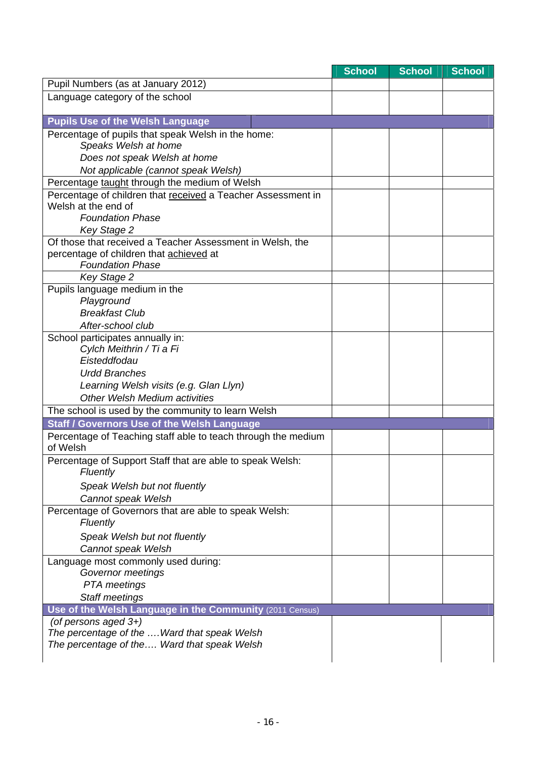| | School | School | School |
|---|---|---|---|
| Pupil Numbers (as at January 2012) | | | |
| Language category of the school | | | |
| **Pupils Use of the Welsh Language** | | | |
| Percentage of pupils that speak Welsh in the home:<br>*Speaks Welsh at home*<br>*Does not speak Welsh at home*<br>*Not applicable (cannot speak Welsh)* | | | |
| Percentage taught through the medium of Welsh | | | |
| Percentage of children that received a Teacher Assessment in Welsh at the end of<br>*Foundation Phase*<br>*Key Stage 2* | | | |
| Of those that received a Teacher Assessment in Welsh, the percentage of children that achieved at<br>*Foundation Phase* | | | |
| *Key Stage 2* | | | |
| Pupils language medium in the<br>*Playground*<br>*Breakfast Club*<br>*After-school club* | | | |
| School participates annually in:<br>*Cylch Meithrin / Ti a Fi*<br>*Eisteddfodau*<br>*Urdd Branches*<br>*Learning Welsh visits (e.g. Glan Llyn)*<br>*Other Welsh Medium activities* | | | |
| The school is used by the community to learn Welsh | | | |
| **Staff / Governors Use of the Welsh Language** | | | |
| Percentage of Teaching staff able to teach through the medium of Welsh | | | |
| Percentage of Support Staff that are able to speak Welsh:<br>*Fluently*<br>*Speak Welsh but not fluently*<br>*Cannot speak Welsh* | | | |
| Percentage of Governors that are able to speak Welsh:<br>*Fluently*<br>*Speak Welsh but not fluently*<br>*Cannot speak Welsh* | | | |
| Language most commonly used during:<br>*Governor meetings*<br>*PTA meetings*<br>*Staff meetings* | | | |
| **Use of the Welsh Language in the Community** (2011 Census) | | | |
| *(of persons aged 3+)*<br>*The percentage of the ….Ward that speak Welsh*<br>*The percentage of the…. Ward that speak Welsh* | | | |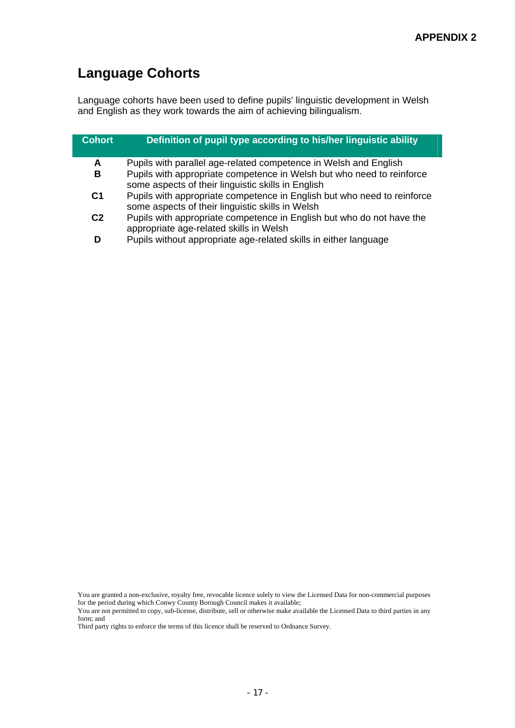**APPENDIX 2**

## Language Cohorts

Language cohorts have been used to define pupils' linguistic development in Welsh and English as they work towards the aim of achieving bilingualism.

| Cohort | Definition of pupil type according to his/her linguistic ability |
|---|---|
| **A** | Pupils with parallel age-related competence in Welsh and English |
| **B** | Pupils with appropriate competence in Welsh but who need to reinforce some aspects of their linguistic skills in English |
| **C1** | Pupils with appropriate competence in English but who need to reinforce some aspects of their linguistic skills in Welsh |
| **C2** | Pupils with appropriate competence in English but who do not have the appropriate age-related skills in Welsh |
| **D** | Pupils without appropriate age-related skills in either language |

You are granted a non-exclusive, royalty free, revocable licence solely to view the Licensed Data for non-commercial purposes for the period during which Conwy County Borough Council makes it available;
You are not permitted to copy, sub-license, distribute, sell or otherwise make available the Licensed Data to third parties in any form; and
Third party rights to enforce the terms of this licence shall be reserved to Ordnance Survey.